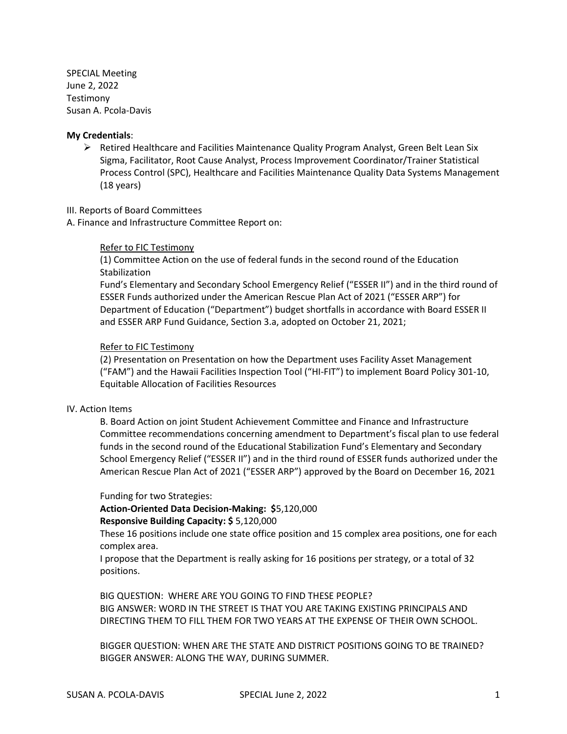SPECIAL Meeting
June 2, 2022
Testimony
Susan A. Pcola-Davis

**My Credentials**:

- Retired Healthcare and Facilities Maintenance Quality Program Analyst, Green Belt Lean Six Sigma, Facilitator, Root Cause Analyst, Process Improvement Coordinator/Trainer Statistical Process Control (SPC), Healthcare and Facilities Maintenance Quality Data Systems Management (18 years)

III. Reports of Board Committees

A. Finance and Infrastructure Committee Report on:

Refer to FIC Testimony

(1) Committee Action on the use of federal funds in the second round of the Education Stabilization Fund's Elementary and Secondary School Emergency Relief ("ESSER II") and in the third round of ESSER Funds authorized under the American Rescue Plan Act of 2021 ("ESSER ARP") for Department of Education ("Department") budget shortfalls in accordance with Board ESSER II and ESSER ARP Fund Guidance, Section 3.a, adopted on October 21, 2021;

Refer to FIC Testimony

(2) Presentation on Presentation on how the Department uses Facility Asset Management ("FAM") and the Hawaii Facilities Inspection Tool ("HI-FIT") to implement Board Policy 301-10, Equitable Allocation of Facilities Resources

IV. Action Items

B. Board Action on joint Student Achievement Committee and Finance and Infrastructure Committee recommendations concerning amendment to Department's fiscal plan to use federal funds in the second round of the Educational Stabilization Fund's Elementary and Secondary School Emergency Relief ("ESSER II") and in the third round of ESSER funds authorized under the American Rescue Plan Act of 2021 ("ESSER ARP") approved by the Board on December 16, 2021

Funding for two Strategies:

**Action-Oriented Data Decision-Making: $**5,120,000

**Responsive Building Capacity: $** 5,120,000

These 16 positions include one state office position and 15 complex area positions, one for each complex area.

I propose that the Department is really asking for 16 positions per strategy, or a total of 32 positions.

BIG QUESTION: WHERE ARE YOU GOING TO FIND THESE PEOPLE?
BIG ANSWER: WORD IN THE STREET IS THAT YOU ARE TAKING EXISTING PRINCIPALS AND DIRECTING THEM TO FILL THEM FOR TWO YEARS AT THE EXPENSE OF THEIR OWN SCHOOL.

BIGGER QUESTION: WHEN ARE THE STATE AND DISTRICT POSITIONS GOING TO BE TRAINED?
BIGGER ANSWER: ALONG THE WAY, DURING SUMMER.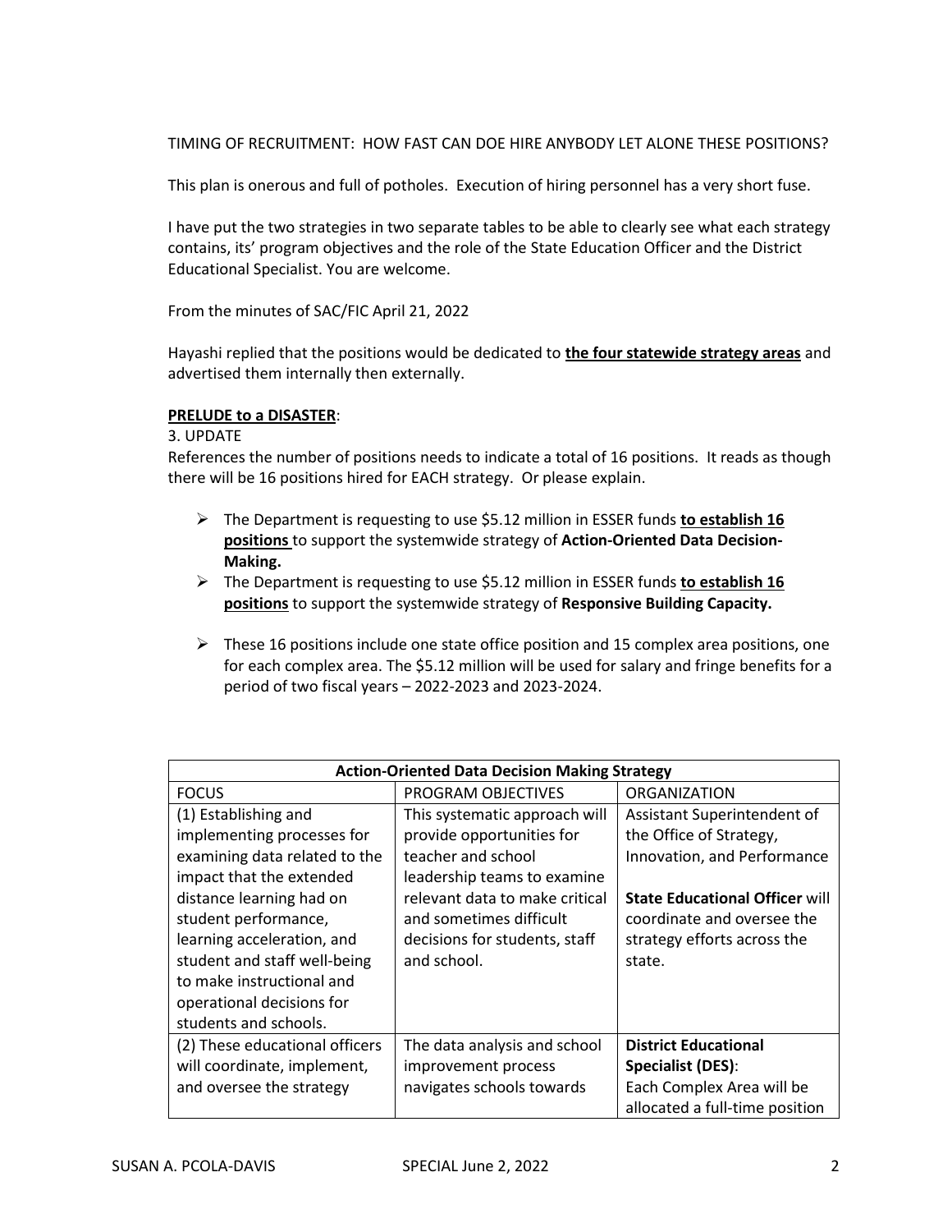TIMING OF RECRUITMENT: HOW FAST CAN DOE HIRE ANYBODY LET ALONE THESE POSITIONS?

This plan is onerous and full of potholes. Execution of hiring personnel has a very short fuse.

I have put the two strategies in two separate tables to be able to clearly see what each strategy contains, its' program objectives and the role of the State Education Officer and the District Educational Specialist. You are welcome.

From the minutes of SAC/FIC April 21, 2022

Hayashi replied that the positions would be dedicated to <u>**the four statewide strategy areas**</u> and advertised them internally then externally.

<u>**PRELUDE to a DISASTER**</u>:

3. UPDATE

References the number of positions needs to indicate a total of 16 positions. It reads as though there will be 16 positions hired for EACH strategy. Or please explain.

- The Department is requesting to use $5.12 million in ESSER funds <u>**to establish 16 positions**</u> to support the systemwide strategy of **Action-Oriented Data Decision-Making.**
- The Department is requesting to use $5.12 million in ESSER funds <u>**to establish 16 positions**</u> to support the systemwide strategy of **Responsive Building Capacity.**
- These 16 positions include one state office position and 15 complex area positions, one for each complex area. The $5.12 million will be used for salary and fringe benefits for a period of two fiscal years – 2022-2023 and 2023-2024.

| **Action-Oriented Data Decision Making Strategy** | | |
|---|---|---|
| FOCUS | PROGRAM OBJECTIVES | ORGANIZATION |
| (1) Establishing and implementing processes for examining data related to the impact that the extended distance learning had on student performance, learning acceleration, and student and staff well-being to make instructional and operational decisions for students and schools. | This systematic approach will provide opportunities for teacher and school leadership teams to examine relevant data to make critical and sometimes difficult decisions for students, staff and school. | Assistant Superintendent of the Office of Strategy, Innovation, and Performance<br><br>**State Educational Officer** will coordinate and oversee the strategy efforts across the state. |
| (2) These educational officers will coordinate, implement, and oversee the strategy | The data analysis and school improvement process navigates schools towards | **District Educational Specialist (DES)**: Each Complex Area will be allocated a full-time position |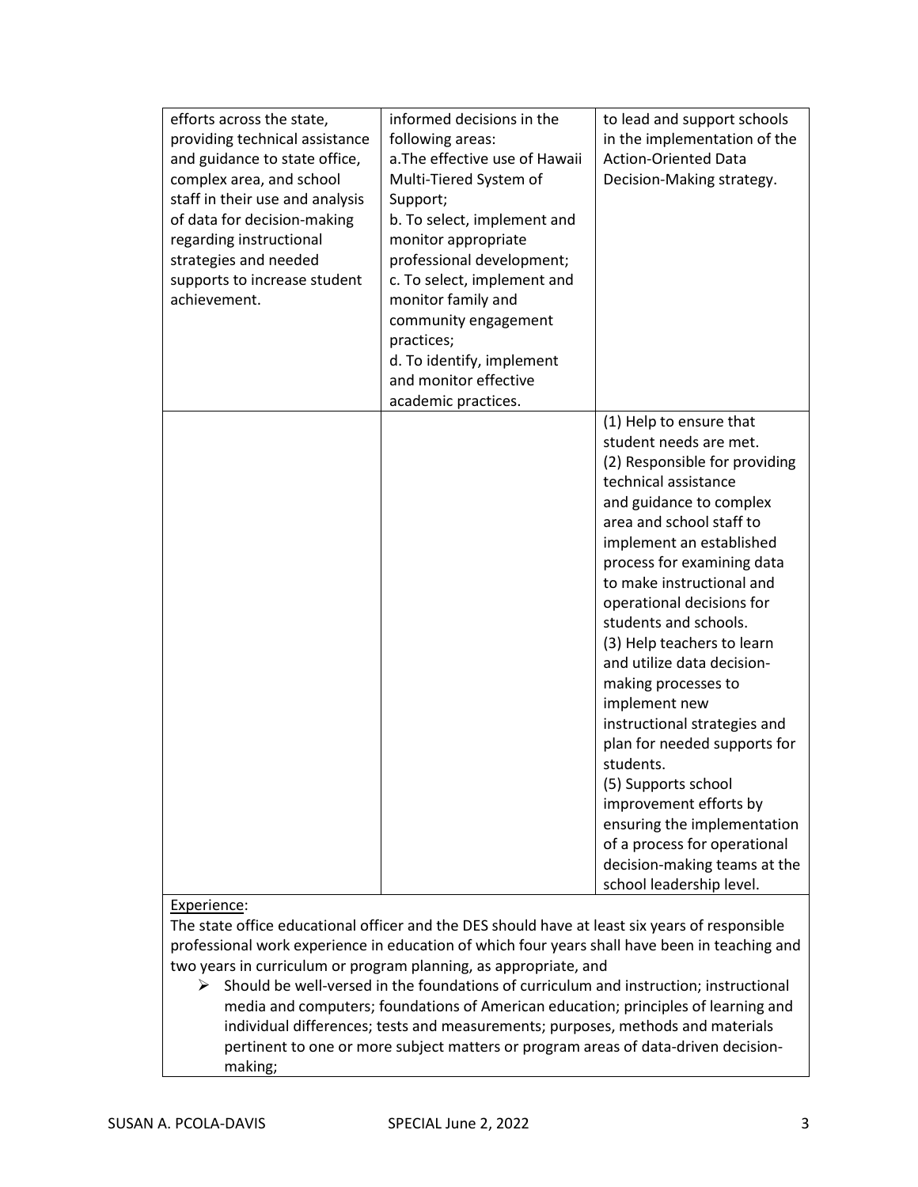| | | |
|---|---|---|
| efforts across the state, providing technical assistance and guidance to state office, complex area, and school staff in their use and analysis of data for decision-making regarding instructional strategies and needed supports to increase student achievement. | informed decisions in the following areas:<br>a.The effective use of Hawaii Multi-Tiered System of Support;<br>b. To select, implement and monitor appropriate professional development;<br>c. To select, implement and monitor family and community engagement practices;<br>d. To identify, implement and monitor effective academic practices. | to lead and support schools in the implementation of the Action-Oriented Data Decision-Making strategy. |
| | | (1) Help to ensure that student needs are met.<br>(2) Responsible for providing technical assistance and guidance to complex area and school staff to implement an established process for examining data to make instructional and operational decisions for students and schools.<br>(3) Help teachers to learn and utilize data decision-making processes to implement new instructional strategies and plan for needed supports for students.<br>(5) Supports school improvement efforts by ensuring the implementation of a process for operational decision-making teams at the school leadership level. |

<u>Experience</u>:

The state office educational officer and the DES should have at least six years of responsible professional work experience in education of which four years shall have been in teaching and two years in curriculum or program planning, as appropriate, and

- Should be well-versed in the foundations of curriculum and instruction; instructional media and computers; foundations of American education; principles of learning and individual differences; tests and measurements; purposes, methods and materials pertinent to one or more subject matters or program areas of data-driven decision-making;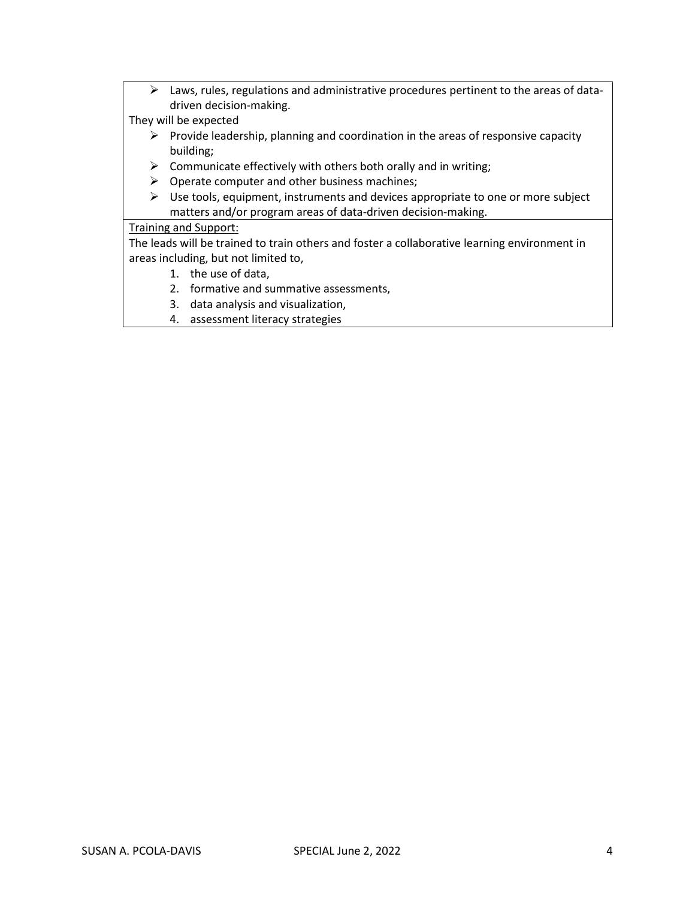- Laws, rules, regulations and administrative procedures pertinent to the areas of data-driven decision-making.

They will be expected

- Provide leadership, planning and coordination in the areas of responsive capacity building;
- Communicate effectively with others both orally and in writing;
- Operate computer and other business machines;
- Use tools, equipment, instruments and devices appropriate to one or more subject matters and/or program areas of data-driven decision-making.

<u>Training and Support:</u>

The leads will be trained to train others and foster a collaborative learning environment in areas including, but not limited to,

1. the use of data,
2. formative and summative assessments,
3. data analysis and visualization,
4. assessment literacy strategies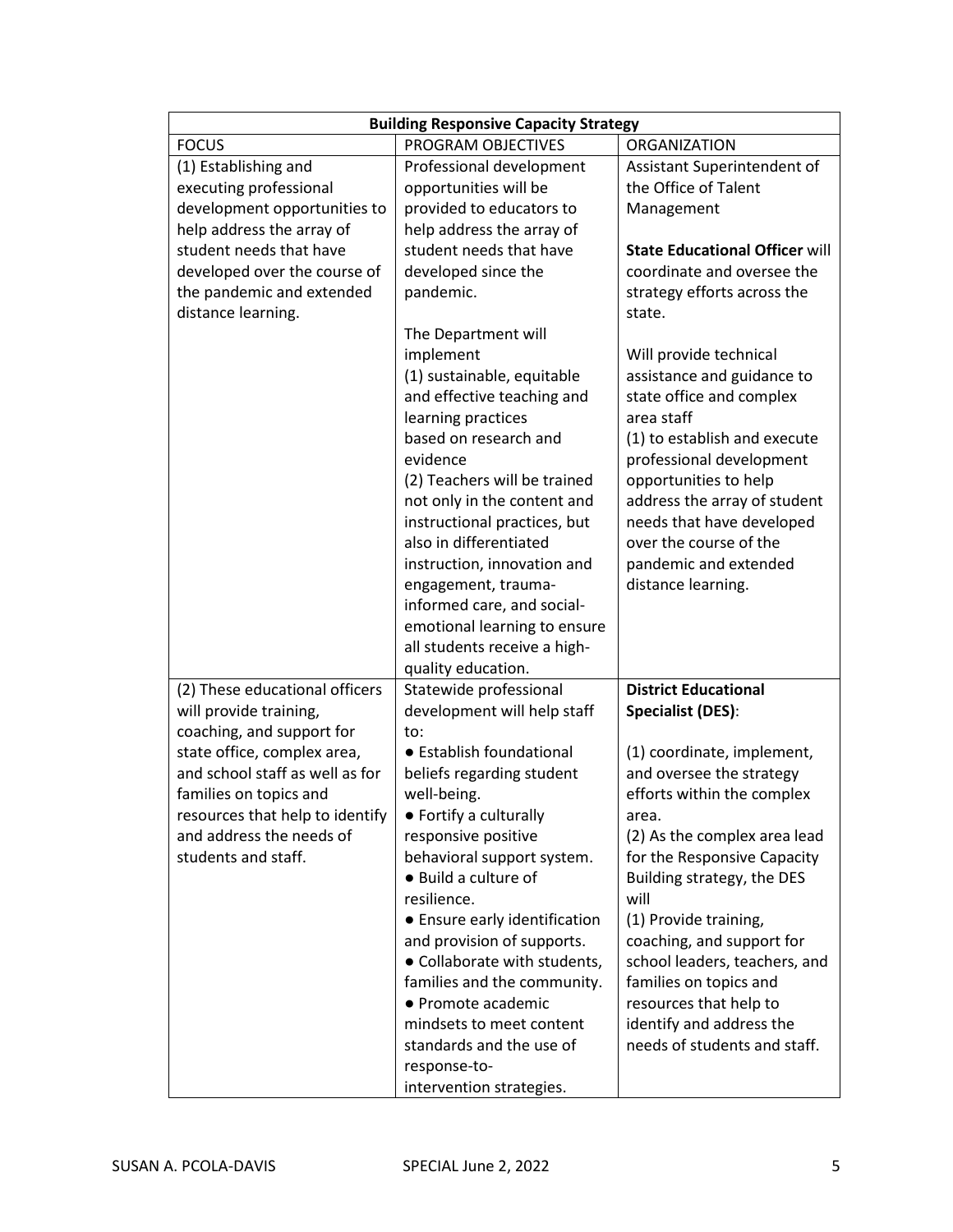| **Building Responsive Capacity Strategy** | | |
|---|---|---|
| FOCUS | PROGRAM OBJECTIVES | ORGANIZATION |
| (1) Establishing and executing professional development opportunities to help address the array of student needs that have developed over the course of the pandemic and extended distance learning. | Professional development opportunities will be provided to educators to help address the array of student needs that have developed since the pandemic.<br><br>The Department will implement<br>(1) sustainable, equitable and effective teaching and learning practices based on research and evidence<br>(2) Teachers will be trained not only in the content and instructional practices, but also in differentiated instruction, innovation and engagement, trauma-informed care, and social-emotional learning to ensure all students receive a high-quality education. | Assistant Superintendent of the Office of Talent Management<br><br>**State Educational Officer** will coordinate and oversee the strategy efforts across the state.<br><br>Will provide technical assistance and guidance to state office and complex area staff<br>(1) to establish and execute professional development opportunities to help address the array of student needs that have developed over the course of the pandemic and extended distance learning. |
| (2) These educational officers will provide training, coaching, and support for state office, complex area, and school staff as well as for families on topics and resources that help to identify and address the needs of students and staff. | Statewide professional development will help staff to:<br>● Establish foundational beliefs regarding student well-being.<br>● Fortify a culturally responsive positive behavioral support system.<br>● Build a culture of resilience.<br>● Ensure early identification and provision of supports.<br>● Collaborate with students, families and the community.<br>● Promote academic mindsets to meet content standards and the use of response-to-intervention strategies. | **District Educational Specialist (DES)**:<br><br>(1) coordinate, implement, and oversee the strategy efforts within the complex area.<br>(2) As the complex area lead for the Responsive Capacity Building strategy, the DES will<br>(1) Provide training, coaching, and support for school leaders, teachers, and families on topics and resources that help to identify and address the needs of students and staff. |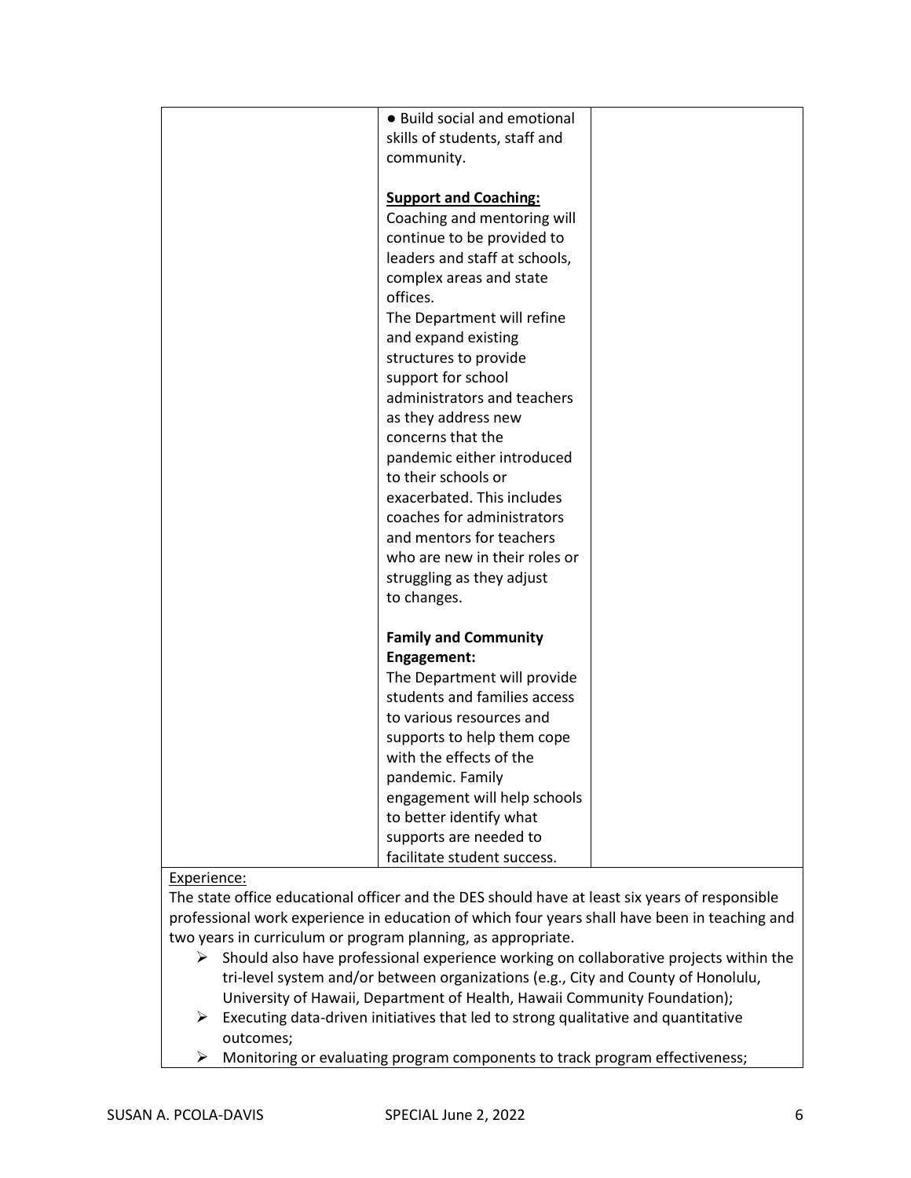| | | |
|---|---|---|
| | ● Build social and emotional skills of students, staff and community.<br><br>**Support and Coaching:**<br>Coaching and mentoring will continue to be provided to leaders and staff at schools, complex areas and state offices.<br>The Department will refine and expand existing structures to provide support for school administrators and teachers as they address new concerns that the pandemic either introduced to their schools or exacerbated. This includes coaches for administrators and mentors for teachers who are new in their roles or struggling as they adjust to changes.<br><br>**Family and Community Engagement:**<br>The Department will provide students and families access to various resources and supports to help them cope with the effects of the pandemic. Family engagement will help schools to better identify what supports are needed to facilitate student success. | |

Experience:

The state office educational officer and the DES should have at least six years of responsible professional work experience in education of which four years shall have been in teaching and two years in curriculum or program planning, as appropriate.

- Should also have professional experience working on collaborative projects within the tri-level system and/or between organizations (e.g., City and County of Honolulu, University of Hawaii, Department of Health, Hawaii Community Foundation);
- Executing data-driven initiatives that led to strong qualitative and quantitative outcomes;
- Monitoring or evaluating program components to track program effectiveness;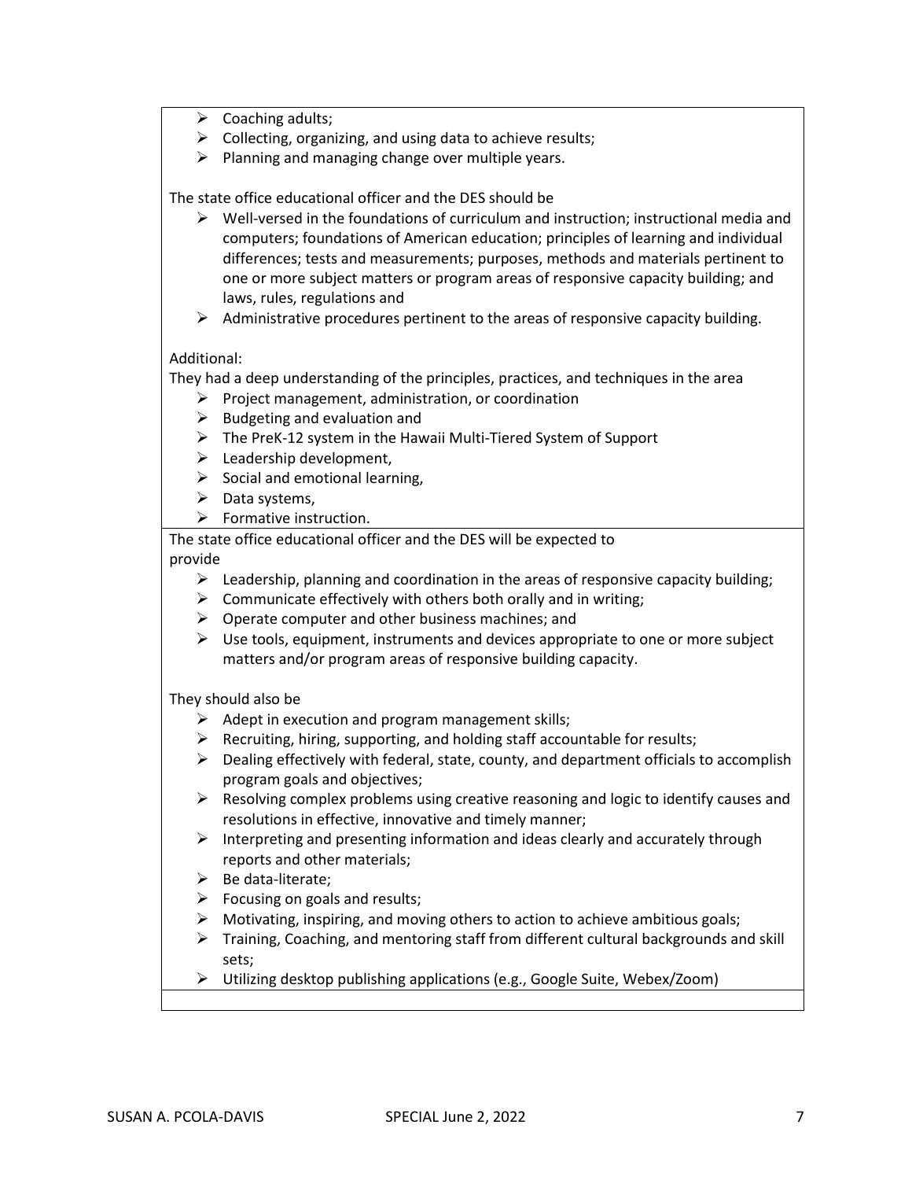- Coaching adults;
- Collecting, organizing, and using data to achieve results;
- Planning and managing change over multiple years.

The state office educational officer and the DES should be

- Well-versed in the foundations of curriculum and instruction; instructional media and computers; foundations of American education; principles of learning and individual differences; tests and measurements; purposes, methods and materials pertinent to one or more subject matters or program areas of responsive capacity building; and laws, rules, regulations and
- Administrative procedures pertinent to the areas of responsive capacity building.

Additional:

They had a deep understanding of the principles, practices, and techniques in the area

- Project management, administration, or coordination
- Budgeting and evaluation and
- The PreK-12 system in the Hawaii Multi-Tiered System of Support
- Leadership development,
- Social and emotional learning,
- Data systems,
- Formative instruction.

The state office educational officer and the DES will be expected to provide

- Leadership, planning and coordination in the areas of responsive capacity building;
- Communicate effectively with others both orally and in writing;
- Operate computer and other business machines; and
- Use tools, equipment, instruments and devices appropriate to one or more subject matters and/or program areas of responsive building capacity.

They should also be

- Adept in execution and program management skills;
- Recruiting, hiring, supporting, and holding staff accountable for results;
- Dealing effectively with federal, state, county, and department officials to accomplish program goals and objectives;
- Resolving complex problems using creative reasoning and logic to identify causes and resolutions in effective, innovative and timely manner;
- Interpreting and presenting information and ideas clearly and accurately through reports and other materials;
- Be data-literate;
- Focusing on goals and results;
- Motivating, inspiring, and moving others to action to achieve ambitious goals;
- Training, Coaching, and mentoring staff from different cultural backgrounds and skill sets;
- Utilizing desktop publishing applications (e.g., Google Suite, Webex/Zoom)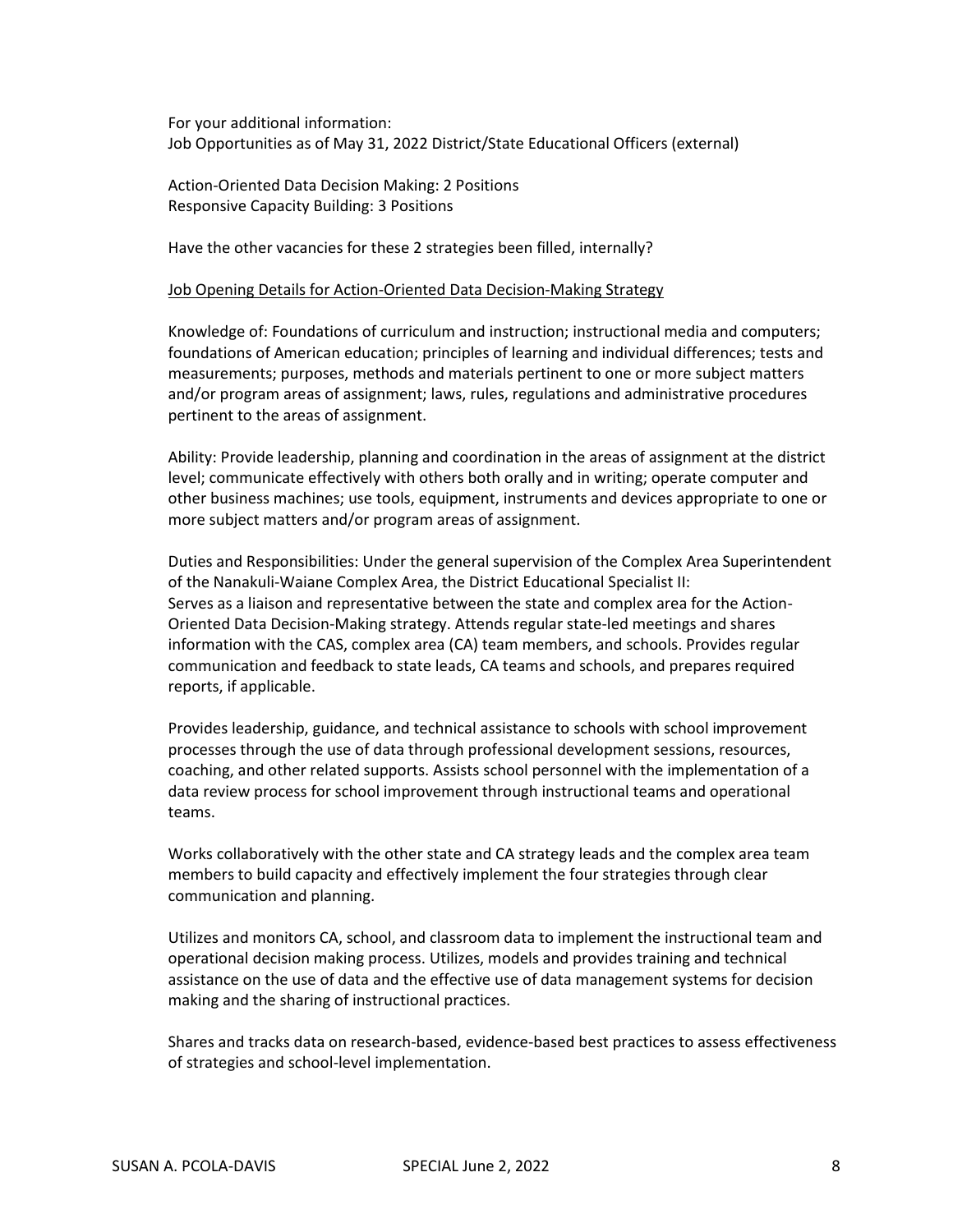For your additional information:
Job Opportunities as of May 31, 2022 District/State Educational Officers (external)

Action-Oriented Data Decision Making: 2 Positions
Responsive Capacity Building: 3 Positions

Have the other vacancies for these 2 strategies been filled, internally?

<u>Job Opening Details for Action-Oriented Data Decision-Making Strategy</u>

Knowledge of: Foundations of curriculum and instruction; instructional media and computers; foundations of American education; principles of learning and individual differences; tests and measurements; purposes, methods and materials pertinent to one or more subject matters and/or program areas of assignment; laws, rules, regulations and administrative procedures pertinent to the areas of assignment.

Ability: Provide leadership, planning and coordination in the areas of assignment at the district level; communicate effectively with others both orally and in writing; operate computer and other business machines; use tools, equipment, instruments and devices appropriate to one or more subject matters and/or program areas of assignment.

Duties and Responsibilities: Under the general supervision of the Complex Area Superintendent of the Nanakuli-Waiane Complex Area, the District Educational Specialist II:
Serves as a liaison and representative between the state and complex area for the Action-Oriented Data Decision-Making strategy. Attends regular state-led meetings and shares information with the CAS, complex area (CA) team members, and schools. Provides regular communication and feedback to state leads, CA teams and schools, and prepares required reports, if applicable.

Provides leadership, guidance, and technical assistance to schools with school improvement processes through the use of data through professional development sessions, resources, coaching, and other related supports. Assists school personnel with the implementation of a data review process for school improvement through instructional teams and operational teams.

Works collaboratively with the other state and CA strategy leads and the complex area team members to build capacity and effectively implement the four strategies through clear communication and planning.

Utilizes and monitors CA, school, and classroom data to implement the instructional team and operational decision making process. Utilizes, models and provides training and technical assistance on the use of data and the effective use of data management systems for decision making and the sharing of instructional practices.

Shares and tracks data on research-based, evidence-based best practices to assess effectiveness of strategies and school-level implementation.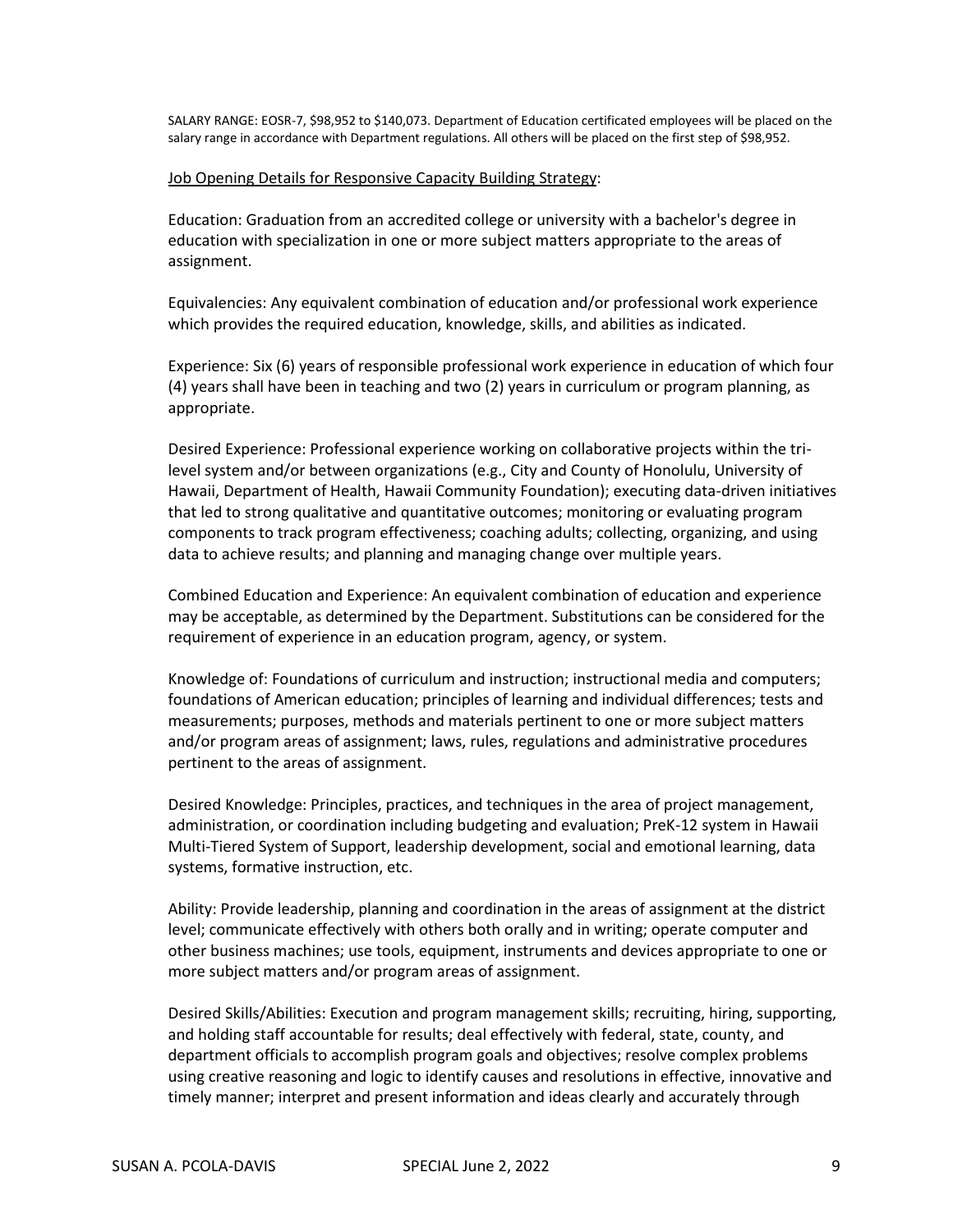SALARY RANGE: EOSR-7, $98,952 to $140,073. Department of Education certificated employees will be placed on the salary range in accordance with Department regulations. All others will be placed on the first step of $98,952.

<u>Job Opening Details for Responsive Capacity Building Strategy</u>:

Education: Graduation from an accredited college or university with a bachelor's degree in education with specialization in one or more subject matters appropriate to the areas of assignment.

Equivalencies: Any equivalent combination of education and/or professional work experience which provides the required education, knowledge, skills, and abilities as indicated.

Experience: Six (6) years of responsible professional work experience in education of which four (4) years shall have been in teaching and two (2) years in curriculum or program planning, as appropriate.

Desired Experience: Professional experience working on collaborative projects within the tri-level system and/or between organizations (e.g., City and County of Honolulu, University of Hawaii, Department of Health, Hawaii Community Foundation); executing data-driven initiatives that led to strong qualitative and quantitative outcomes; monitoring or evaluating program components to track program effectiveness; coaching adults; collecting, organizing, and using data to achieve results; and planning and managing change over multiple years.

Combined Education and Experience: An equivalent combination of education and experience may be acceptable, as determined by the Department. Substitutions can be considered for the requirement of experience in an education program, agency, or system.

Knowledge of: Foundations of curriculum and instruction; instructional media and computers; foundations of American education; principles of learning and individual differences; tests and measurements; purposes, methods and materials pertinent to one or more subject matters and/or program areas of assignment; laws, rules, regulations and administrative procedures pertinent to the areas of assignment.

Desired Knowledge: Principles, practices, and techniques in the area of project management, administration, or coordination including budgeting and evaluation; PreK-12 system in Hawaii Multi-Tiered System of Support, leadership development, social and emotional learning, data systems, formative instruction, etc.

Ability: Provide leadership, planning and coordination in the areas of assignment at the district level; communicate effectively with others both orally and in writing; operate computer and other business machines; use tools, equipment, instruments and devices appropriate to one or more subject matters and/or program areas of assignment.

Desired Skills/Abilities: Execution and program management skills; recruiting, hiring, supporting, and holding staff accountable for results; deal effectively with federal, state, county, and department officials to accomplish program goals and objectives; resolve complex problems using creative reasoning and logic to identify causes and resolutions in effective, innovative and timely manner; interpret and present information and ideas clearly and accurately through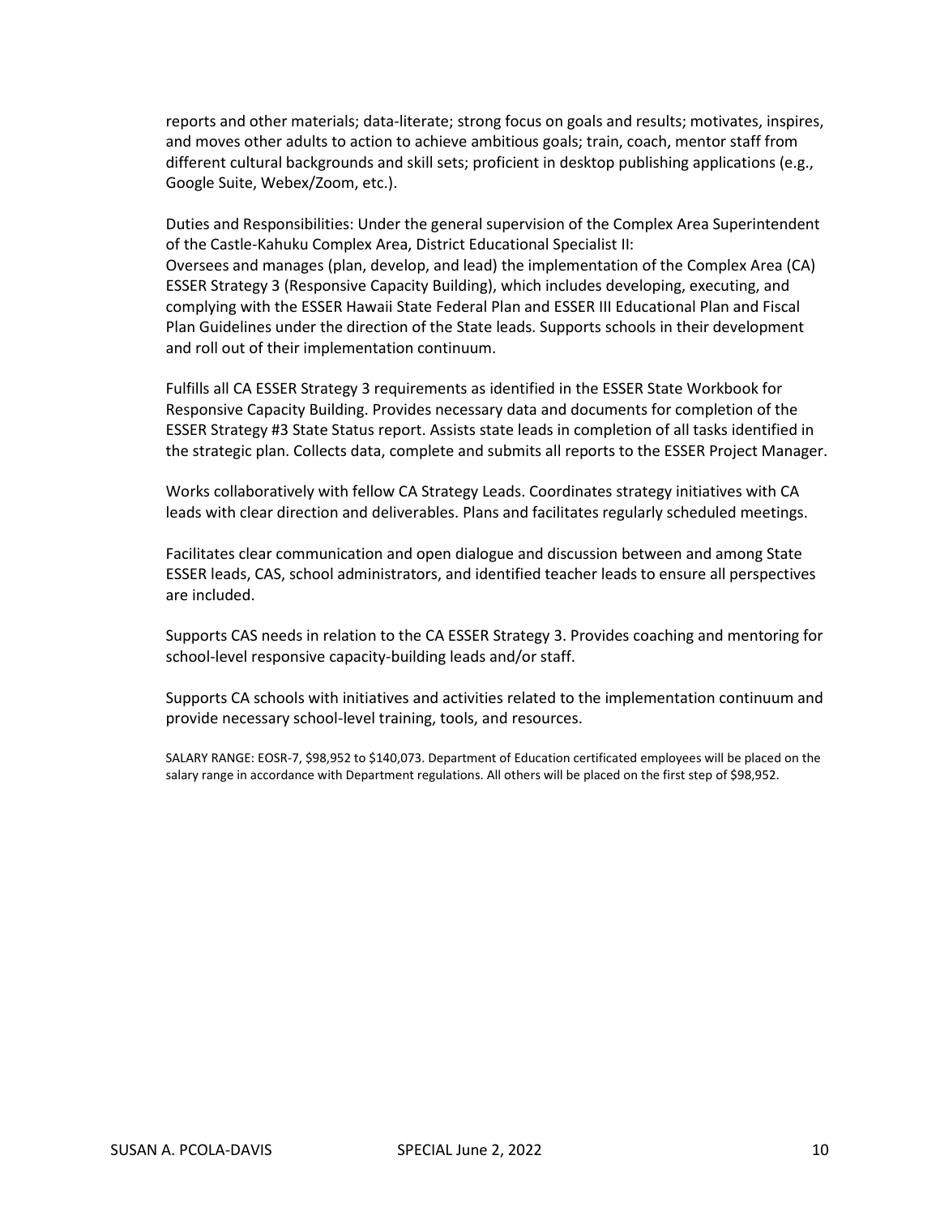reports and other materials; data-literate; strong focus on goals and results; motivates, inspires, and moves other adults to action to achieve ambitious goals; train, coach, mentor staff from different cultural backgrounds and skill sets; proficient in desktop publishing applications (e.g., Google Suite, Webex/Zoom, etc.).

Duties and Responsibilities: Under the general supervision of the Complex Area Superintendent of the Castle-Kahuku Complex Area, District Educational Specialist II:
Oversees and manages (plan, develop, and lead) the implementation of the Complex Area (CA) ESSER Strategy 3 (Responsive Capacity Building), which includes developing, executing, and complying with the ESSER Hawaii State Federal Plan and ESSER III Educational Plan and Fiscal Plan Guidelines under the direction of the State leads. Supports schools in their development and roll out of their implementation continuum.

Fulfills all CA ESSER Strategy 3 requirements as identified in the ESSER State Workbook for Responsive Capacity Building. Provides necessary data and documents for completion of the ESSER Strategy #3 State Status report. Assists state leads in completion of all tasks identified in the strategic plan. Collects data, complete and submits all reports to the ESSER Project Manager.

Works collaboratively with fellow CA Strategy Leads. Coordinates strategy initiatives with CA leads with clear direction and deliverables. Plans and facilitates regularly scheduled meetings.

Facilitates clear communication and open dialogue and discussion between and among State ESSER leads, CAS, school administrators, and identified teacher leads to ensure all perspectives are included.

Supports CAS needs in relation to the CA ESSER Strategy 3. Provides coaching and mentoring for school-level responsive capacity-building leads and/or staff.

Supports CA schools with initiatives and activities related to the implementation continuum and provide necessary school-level training, tools, and resources.

SALARY RANGE: EOSR-7, $98,952 to $140,073. Department of Education certificated employees will be placed on the salary range in accordance with Department regulations. All others will be placed on the first step of $98,952.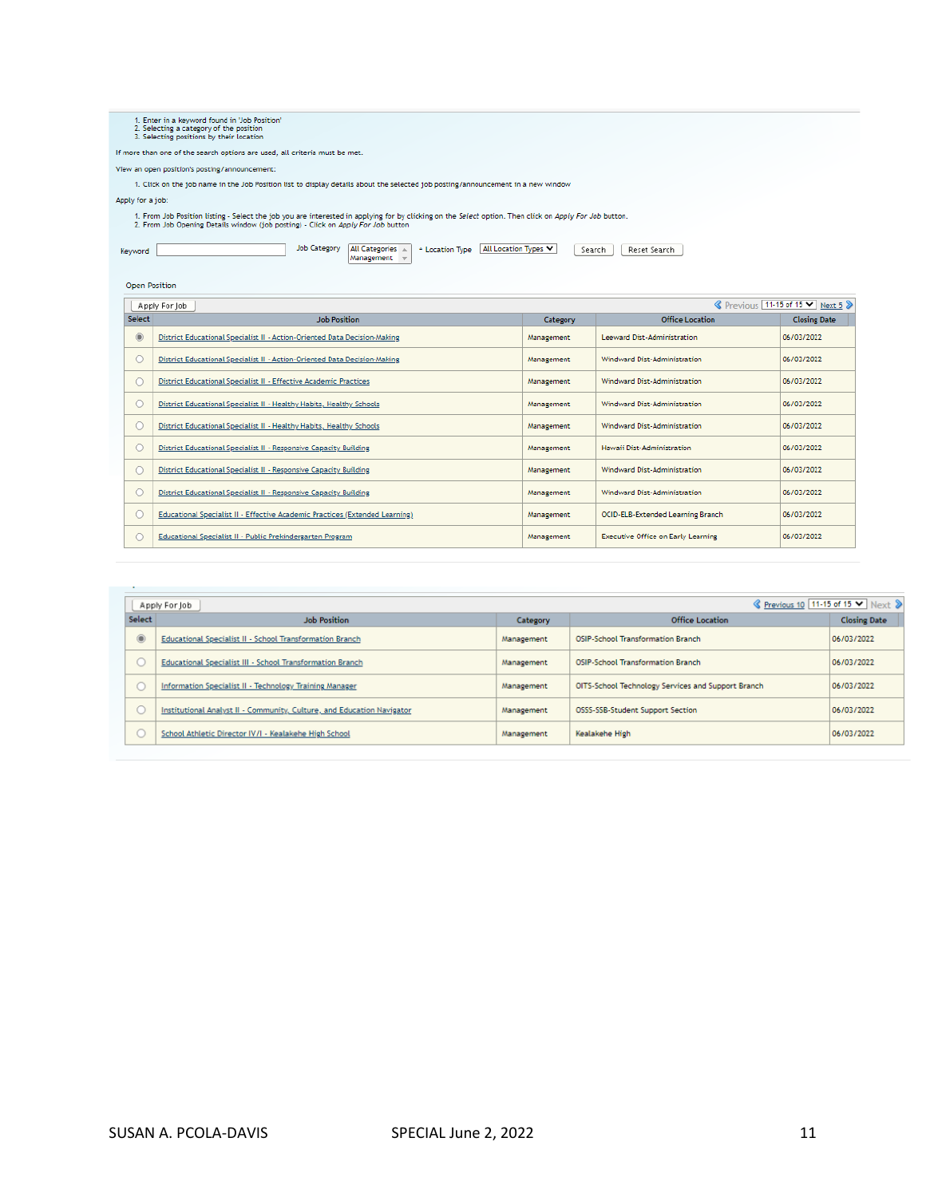1. Enter in a keyword found in 'Job Position'
2. Selecting a category of the position
3. Selecting positions by their location

If more than one of the search options are used, all criteria must be met.

View an open position's posting/announcement:

1. Click on the job name in the Job Position list to display details about the selected job posting/announcement in a new window

Apply for a job:

1. From Job Position listing - Select the job you are interested in applying for by clicking on the *Select* option. Then click on *Apply For Job* button.
2. From Job Opening Details window (job posting) - Click on *Apply For Job* button

Keyword [ ] Job Category [All Categories / Management] + Location Type [All Location Types] [Search] [Reset Search]

Open Position

[Apply For Job] « Previous [11-15 of 15] Next 5 »

| Select | Job Position | Category | Office Location | Closing Date |
|---|---|---|---|---|
| ◉ | District Educational Specialist II - Action-Oriented Data Decision-Making | Management | Leeward Dist-Administration | 06/03/2022 |
| ○ | District Educational Specialist II - Action-Oriented Data Decision-Making | Management | Windward Dist-Administration | 06/03/2022 |
| ○ | District Educational Specialist II - Effective Academic Practices | Management | Windward Dist-Administration | 06/03/2022 |
| ○ | District Educational Specialist II - Healthy Habits, Healthy Schools | Management | Windward Dist-Administration | 06/03/2022 |
| ○ | District Educational Specialist II - Healthy Habits, Healthy Schools | Management | Windward Dist-Administration | 06/03/2022 |
| ○ | District Educational Specialist II - Responsive Capacity Building | Management | Hawaii Dist-Administration | 06/03/2022 |
| ○ | District Educational Specialist II - Responsive Capacity Building | Management | Windward Dist-Administration | 06/03/2022 |
| ○ | District Educational Specialist II - Responsive Capacity Building | Management | Windward Dist-Administration | 06/03/2022 |
| ○ | Educational Specialist II - Effective Academic Practices (Extended Learning) | Management | OCID-ELB-Extended Learning Branch | 06/03/2022 |
| ○ | Educational Specialist II - Public Prekindergarten Program | Management | Executive Office on Early Learning | 06/03/2022 |

[Apply For Job] « Previous 10 [11-15 of 15] Next »

| Select | Job Position | Category | Office Location | Closing Date |
|---|---|---|---|---|
| ◉ | Educational Specialist II - School Transformation Branch | Management | OSIP-School Transformation Branch | 06/03/2022 |
| ○ | Educational Specialist III - School Transformation Branch | Management | OSIP-School Transformation Branch | 06/03/2022 |
| ○ | Information Specialist II - Technology Training Manager | Management | OITS-School Technology Services and Support Branch | 06/03/2022 |
| ○ | Institutional Analyst II - Community, Culture, and Education Navigator | Management | OSSS-SSB-Student Support Section | 06/03/2022 |
| ○ | School Athletic Director IV/I - Kealakehe High School | Management | Kealakehe High | 06/03/2022 |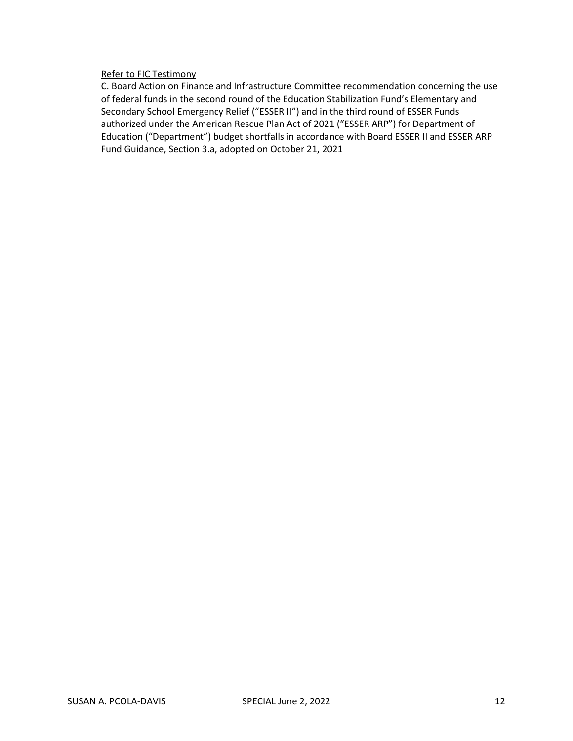<u>Refer to FIC Testimony</u>

C. Board Action on Finance and Infrastructure Committee recommendation concerning the use of federal funds in the second round of the Education Stabilization Fund's Elementary and Secondary School Emergency Relief ("ESSER II") and in the third round of ESSER Funds authorized under the American Rescue Plan Act of 2021 ("ESSER ARP") for Department of Education ("Department") budget shortfalls in accordance with Board ESSER II and ESSER ARP Fund Guidance, Section 3.a, adopted on October 21, 2021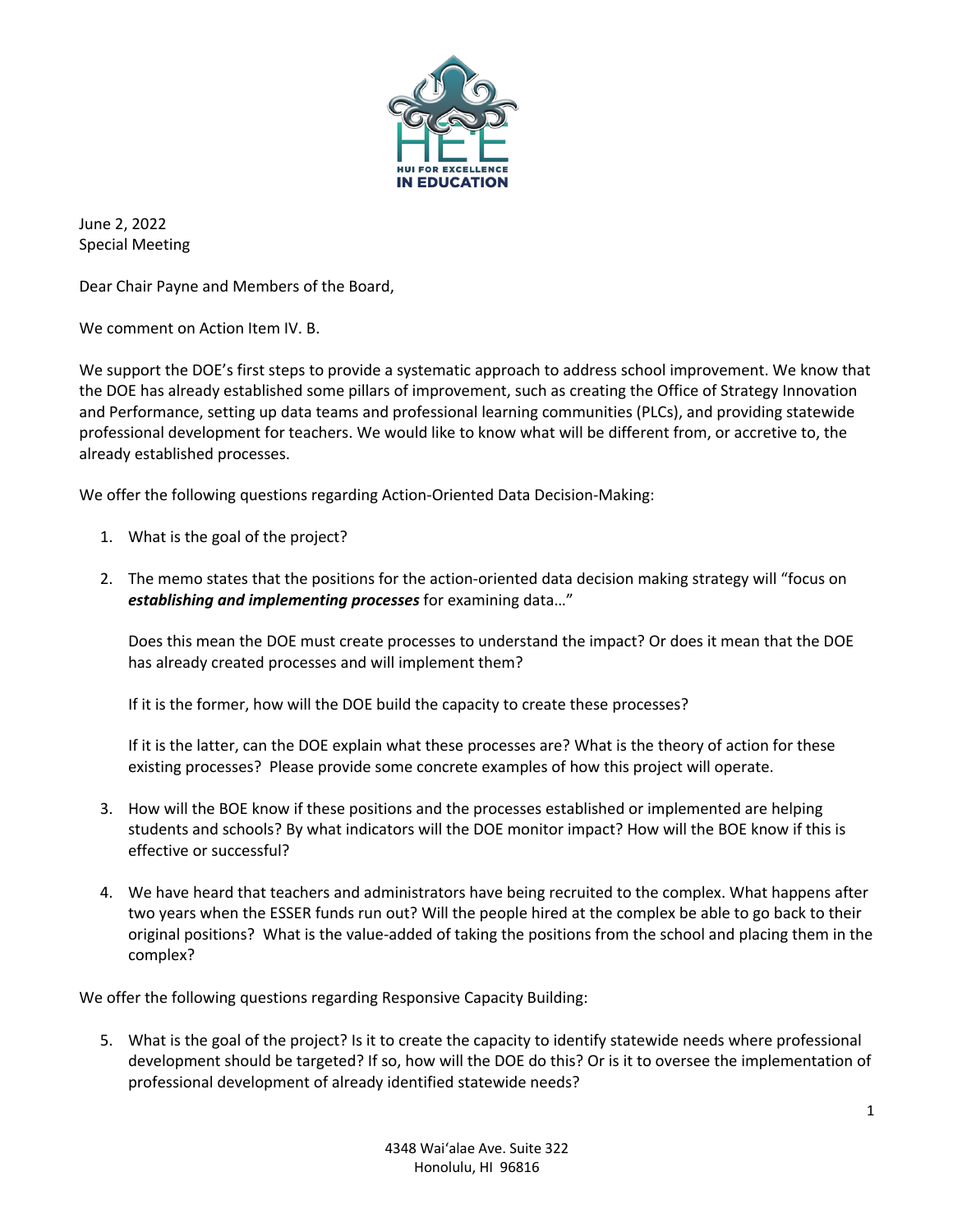June 2, 2022
Special Meeting

Dear Chair Payne and Members of the Board,

We comment on Action Item IV. B.

We support the DOE's first steps to provide a systematic approach to address school improvement. We know that the DOE has already established some pillars of improvement, such as creating the Office of Strategy Innovation and Performance, setting up data teams and professional learning communities (PLCs), and providing statewide professional development for teachers. We would like to know what will be different from, or accretive to, the already established processes.

We offer the following questions regarding Action-Oriented Data Decision-Making:

1. What is the goal of the project?

2. The memo states that the positions for the action-oriented data decision making strategy will "focus on ***establishing and implementing processes*** for examining data…"

   Does this mean the DOE must create processes to understand the impact? Or does it mean that the DOE has already created processes and will implement them?

   If it is the former, how will the DOE build the capacity to create these processes?

   If it is the latter, can the DOE explain what these processes are? What is the theory of action for these existing processes? Please provide some concrete examples of how this project will operate.

3. How will the BOE know if these positions and the processes established or implemented are helping students and schools? By what indicators will the DOE monitor impact? How will the BOE know if this is effective or successful?

4. We have heard that teachers and administrators have being recruited to the complex. What happens after two years when the ESSER funds run out? Will the people hired at the complex be able to go back to their original positions? What is the value-added of taking the positions from the school and placing them in the complex?

We offer the following questions regarding Responsive Capacity Building:

5. What is the goal of the project? Is it to create the capacity to identify statewide needs where professional development should be targeted? If so, how will the DOE do this? Or is it to oversee the implementation of professional development of already identified statewide needs?

4348 Waiʻalae Ave. Suite 322
Honolulu, HI 96816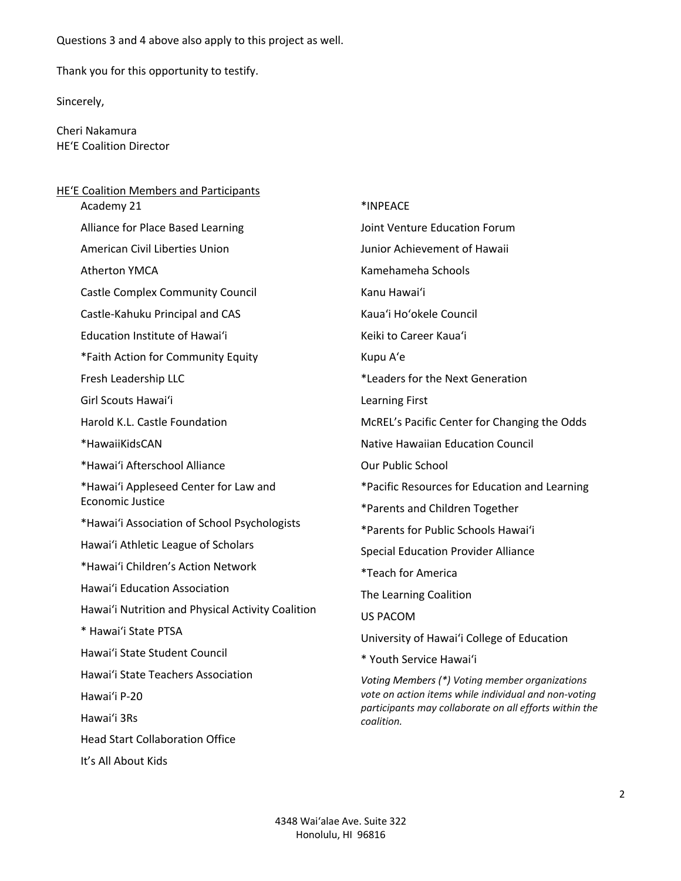Questions 3 and 4 above also apply to this project as well.

Thank you for this opportunity to testify.

Sincerely,

Cheri Nakamura
HE'E Coalition Director

<u>HE'E Coalition Members and Participants</u>

- Academy 21
- Alliance for Place Based Learning
- American Civil Liberties Union
- Atherton YMCA
- Castle Complex Community Council
- Castle-Kahuku Principal and CAS
- Education Institute of Hawai'i
- *Faith Action for Community Equity
- Fresh Leadership LLC
- Girl Scouts Hawai'i
- Harold K.L. Castle Foundation
- *HawaiiKidsCAN
- *Hawai'i Afterschool Alliance
- *Hawai'i Appleseed Center for Law and Economic Justice
- *Hawai'i Association of School Psychologists
- Hawai'i Athletic League of Scholars
- *Hawai'i Children's Action Network
- Hawai'i Education Association
- Hawai'i Nutrition and Physical Activity Coalition
- * Hawai'i State PTSA
- Hawai'i State Student Council
- Hawai'i State Teachers Association
- Hawai'i P-20
- Hawai'i 3Rs
- Head Start Collaboration Office
- It's All About Kids
- *INPEACE
- Joint Venture Education Forum
- Junior Achievement of Hawaii
- Kamehameha Schools
- Kanu Hawai'i
- Kaua'i Ho'okele Council
- Keiki to Career Kaua'i
- Kupu A'e
- *Leaders for the Next Generation
- Learning First
- McREL's Pacific Center for Changing the Odds
- Native Hawaiian Education Council
- Our Public School
- *Pacific Resources for Education and Learning
- *Parents and Children Together
- *Parents for Public Schools Hawai'i
- Special Education Provider Alliance
- *Teach for America
- The Learning Coalition
- US PACOM
- University of Hawai'i College of Education
- * Youth Service Hawai'i

*Voting Members (*) Voting member organizations vote on action items while individual and non-voting participants may collaborate on all efforts within the coalition.*

4348 Wai'alae Ave. Suite 322
Honolulu, HI 96816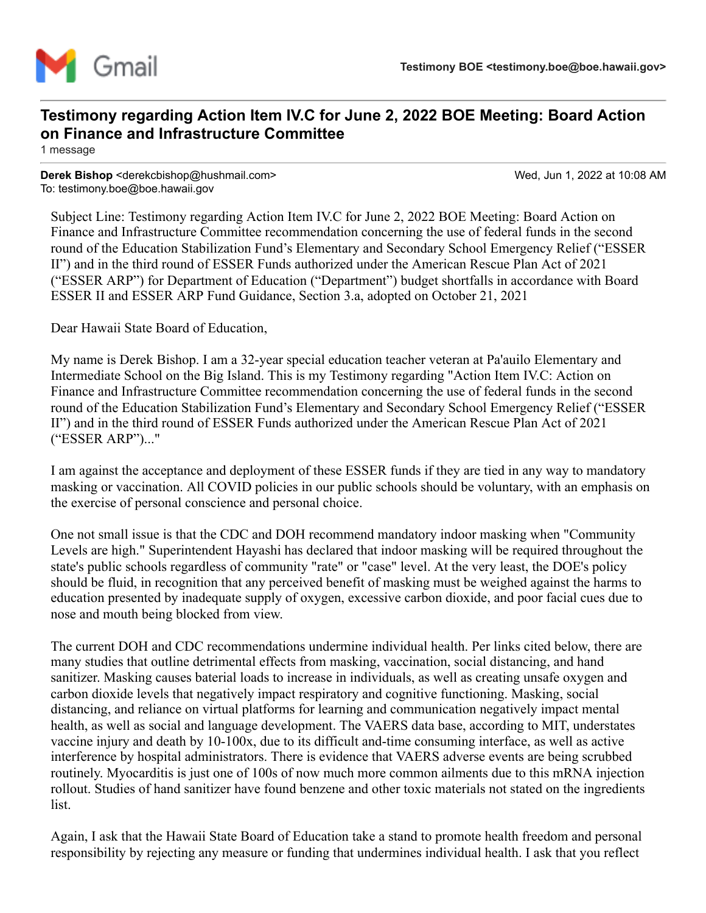Testimony BOE <testimony.boe@boe.hawaii.gov>

# Testimony regarding Action Item IV.C for June 2, 2022 BOE Meeting: Board Action on Finance and Infrastructure Committee

1 message

**Derek Bishop** <derekcbishop@hushmail.com>  
To: testimony.boe@boe.hawaii.gov

Wed, Jun 1, 2022 at 10:08 AM

Subject Line: Testimony regarding Action Item IV.C for June 2, 2022 BOE Meeting: Board Action on Finance and Infrastructure Committee recommendation concerning the use of federal funds in the second round of the Education Stabilization Fund's Elementary and Secondary School Emergency Relief ("ESSER II") and in the third round of ESSER Funds authorized under the American Rescue Plan Act of 2021 ("ESSER ARP") for Department of Education ("Department") budget shortfalls in accordance with Board ESSER II and ESSER ARP Fund Guidance, Section 3.a, adopted on October 21, 2021

Dear Hawaii State Board of Education,

My name is Derek Bishop. I am a 32-year special education teacher veteran at Pa'auilo Elementary and Intermediate School on the Big Island. This is my Testimony regarding "Action Item IV.C: Action on Finance and Infrastructure Committee recommendation concerning the use of federal funds in the second round of the Education Stabilization Fund's Elementary and Secondary School Emergency Relief ("ESSER II") and in the third round of ESSER Funds authorized under the American Rescue Plan Act of 2021 ("ESSER ARP")..."

I am against the acceptance and deployment of these ESSER funds if they are tied in any way to mandatory masking or vaccination. All COVID policies in our public schools should be voluntary, with an emphasis on the exercise of personal conscience and personal choice.

One not small issue is that the CDC and DOH recommend mandatory indoor masking when "Community Levels are high." Superintendent Hayashi has declared that indoor masking will be required throughout the state's public schools regardless of community "rate" or "case" level. At the very least, the DOE's policy should be fluid, in recognition that any perceived benefit of masking must be weighed against the harms to education presented by inadequate supply of oxygen, excessive carbon dioxide, and poor facial cues due to nose and mouth being blocked from view.

The current DOH and CDC recommendations undermine individual health. Per links cited below, there are many studies that outline detrimental effects from masking, vaccination, social distancing, and hand sanitizer. Masking causes baterial loads to increase in individuals, as well as creating unsafe oxygen and carbon dioxide levels that negatively impact respiratory and cognitive functioning. Masking, social distancing, and reliance on virtual platforms for learning and communication negatively impact mental health, as well as social and language development. The VAERS data base, according to MIT, understates vaccine injury and death by 10-100x, due to its difficult and-time consuming interface, as well as active interference by hospital administrators. There is evidence that VAERS adverse events are being scrubbed routinely. Myocarditis is just one of 100s of now much more common ailments due to this mRNA injection rollout. Studies of hand sanitizer have found benzene and other toxic materials not stated on the ingredients list.

Again, I ask that the Hawaii State Board of Education take a stand to promote health freedom and personal responsibility by rejecting any measure or funding that undermines individual health. I ask that you reflect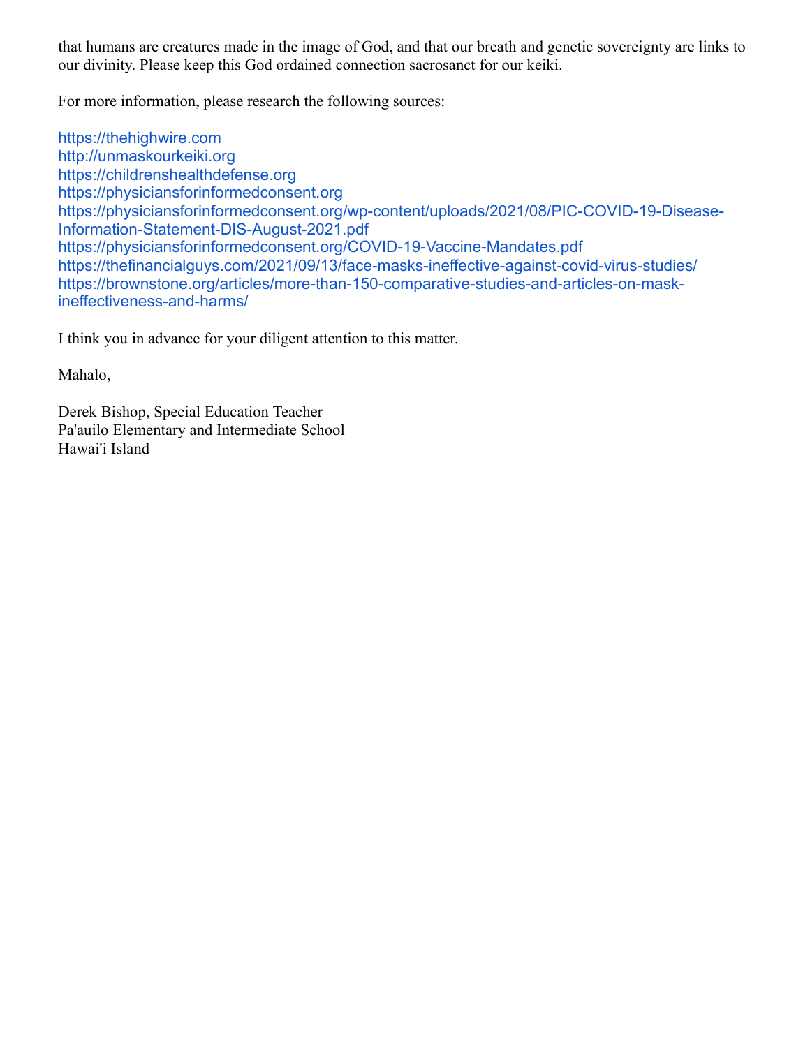that humans are creatures made in the image of God, and that our breath and genetic sovereignty are links to our divinity. Please keep this God ordained connection sacrosanct for our keiki.

For more information, please research the following sources:

https://thehighwire.com
http://unmaskourkeiki.org
https://childrenshealthdefense.org
https://physiciansforinformedconsent.org
https://physiciansforinformedconsent.org/wp-content/uploads/2021/08/PIC-COVID-19-Disease-Information-Statement-DIS-August-2021.pdf
https://physiciansforinformedconsent.org/COVID-19-Vaccine-Mandates.pdf
https://thefinancialguys.com/2021/09/13/face-masks-ineffective-against-covid-virus-studies/
https://brownstone.org/articles/more-than-150-comparative-studies-and-articles-on-mask-ineffectiveness-and-harms/

I think you in advance for your diligent attention to this matter.

Mahalo,

Derek Bishop, Special Education Teacher
Pa'auilo Elementary and Intermediate School
Hawai'i Island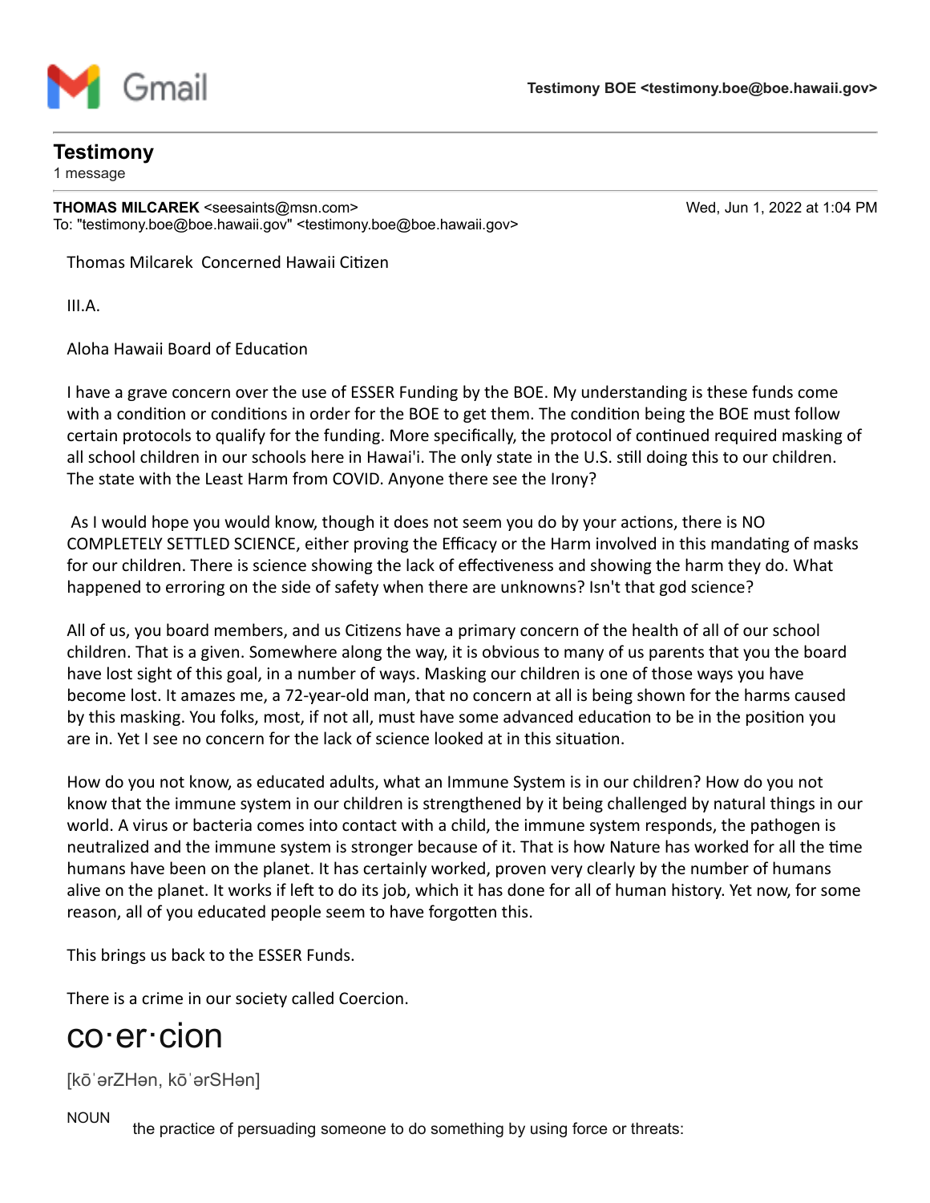Gmail

**Testimony BOE <testimony.boe@boe.hawaii.gov>**

# Testimony

1 message

**THOMAS MILCAREK** <seesaints@msn.com>　　Wed, Jun 1, 2022 at 1:04 PM
To: "testimony.boe@boe.hawaii.gov" <testimony.boe@boe.hawaii.gov>

Thomas Milcarek Concerned Hawaii Citizen

III.A.

Aloha Hawaii Board of Education

I have a grave concern over the use of ESSER Funding by the BOE. My understanding is these funds come with a condition or conditions in order for the BOE to get them. The condition being the BOE must follow certain protocols to qualify for the funding. More specifically, the protocol of continued required masking of all school children in our schools here in Hawai'i. The only state in the U.S. still doing this to our children. The state with the Least Harm from COVID. Anyone there see the Irony?

As I would hope you would know, though it does not seem you do by your actions, there is NO COMPLETELY SETTLED SCIENCE, either proving the Efficacy or the Harm involved in this mandating of masks for our children. There is science showing the lack of effectiveness and showing the harm they do. What happened to erroring on the side of safety when there are unknowns? Isn't that god science?

All of us, you board members, and us Citizens have a primary concern of the health of all of our school children. That is a given. Somewhere along the way, it is obvious to many of us parents that you the board have lost sight of this goal, in a number of ways. Masking our children is one of those ways you have become lost. It amazes me, a 72-year-old man, that no concern at all is being shown for the harms caused by this masking. You folks, most, if not all, must have some advanced education to be in the position you are in. Yet I see no concern for the lack of science looked at in this situation.

How do you not know, as educated adults, what an Immune System is in our children? How do you not know that the immune system in our children is strengthened by it being challenged by natural things in our world. A virus or bacteria comes into contact with a child, the immune system responds, the pathogen is neutralized and the immune system is stronger because of it. That is how Nature has worked for all the time humans have been on the planet. It has certainly worked, proven very clearly by the number of humans alive on the planet. It works if left to do its job, which it has done for all of human history. Yet now, for some reason, all of you educated people seem to have forgotten this.

This brings us back to the ESSER Funds.

There is a crime in our society called Coercion.

# co·er·cion

[kōˈərZHən, kōˈərSHən]

NOUN　the practice of persuading someone to do something by using force or threats: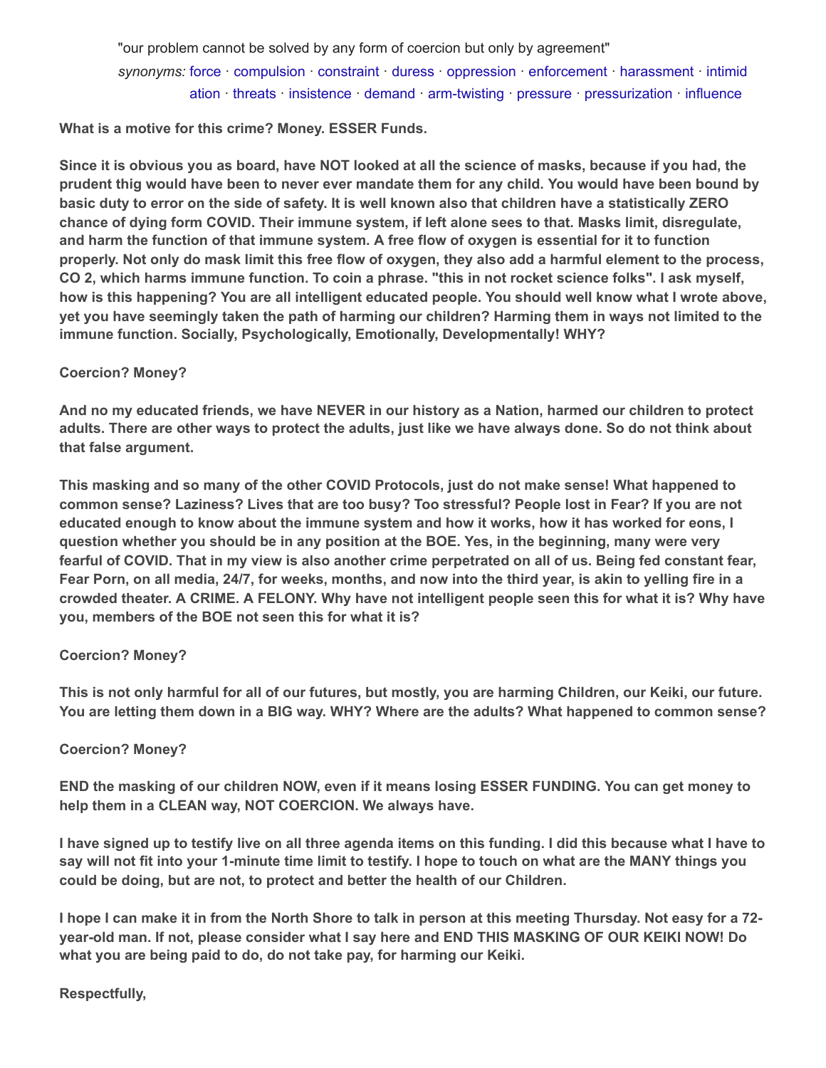"our problem cannot be solved by any form of coercion but only by agreement"

*synonyms:* force · compulsion · constraint · duress · oppression · enforcement · harassment · intimidation · threats · insistence · demand · arm-twisting · pressure · pressurization · influence

**What is a motive for this crime? Money. ESSER Funds.**

**Since it is obvious you as board, have NOT looked at all the science of masks, because if you had, the prudent thig would have been to never ever mandate them for any child. You would have been bound by basic duty to error on the side of safety. It is well known also that children have a statistically ZERO chance of dying form COVID. Their immune system, if left alone sees to that. Masks limit, disregulate, and harm the function of that immune system. A free flow of oxygen is essential for it to function properly. Not only do mask limit this free flow of oxygen, they also add a harmful element to the process, CO 2, which harms immune function. To coin a phrase. "this in not rocket science folks". I ask myself, how is this happening? You are all intelligent educated people. You should well know what I wrote above, yet you have seemingly taken the path of harming our children? Harming them in ways not limited to the immune function. Socially, Psychologically, Emotionally, Developmentally! WHY?**

**Coercion? Money?**

**And no my educated friends, we have NEVER in our history as a Nation, harmed our children to protect adults. There are other ways to protect the adults, just like we have always done. So do not think about that false argument.**

**This masking and so many of the other COVID Protocols, just do not make sense! What happened to common sense? Laziness? Lives that are too busy? Too stressful? People lost in Fear? If you are not educated enough to know about the immune system and how it works, how it has worked for eons, I question whether you should be in any position at the BOE. Yes, in the beginning, many were very fearful of COVID. That in my view is also another crime perpetrated on all of us. Being fed constant fear, Fear Porn, on all media, 24/7, for weeks, months, and now into the third year, is akin to yelling fire in a crowded theater. A CRIME. A FELONY. Why have not intelligent people seen this for what it is? Why have you, members of the BOE not seen this for what it is?**

**Coercion? Money?**

**This is not only harmful for all of our futures, but mostly, you are harming Children, our Keiki, our future. You are letting them down in a BIG way. WHY? Where are the adults? What happened to common sense?**

**Coercion? Money?**

**END the masking of our children NOW, even if it means losing ESSER FUNDING. You can get money to help them in a CLEAN way, NOT COERCION. We always have.**

**I have signed up to testify live on all three agenda items on this funding. I did this because what I have to say will not fit into your 1-minute time limit to testify. I hope to touch on what are the MANY things you could be doing, but are not, to protect and better the health of our Children.**

**I hope I can make it in from the North Shore to talk in person at this meeting Thursday. Not easy for a 72-year-old man. If not, please consider what I say here and END THIS MASKING OF OUR KEIKI NOW! Do what you are being paid to do, do not take pay, for harming our Keiki.**

**Respectfully,**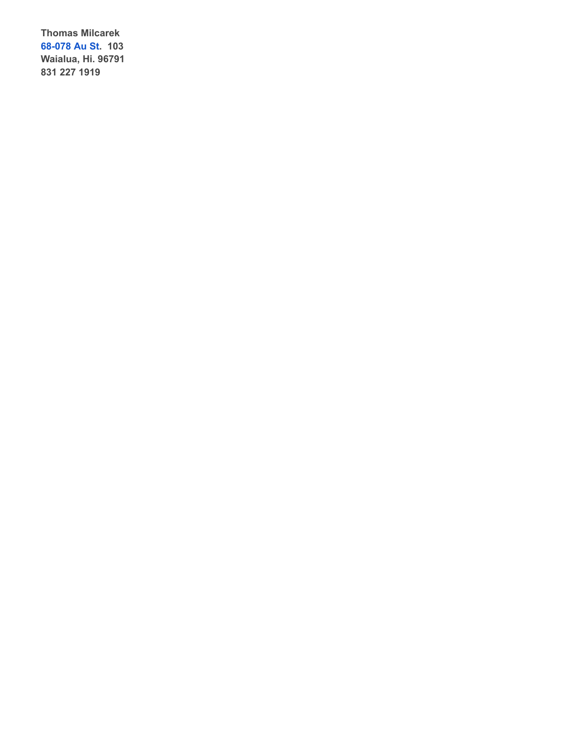**Thomas Milcarek**
**68-078 Au St. 103**
**Waialua, Hi. 96791**
**831 227 1919**